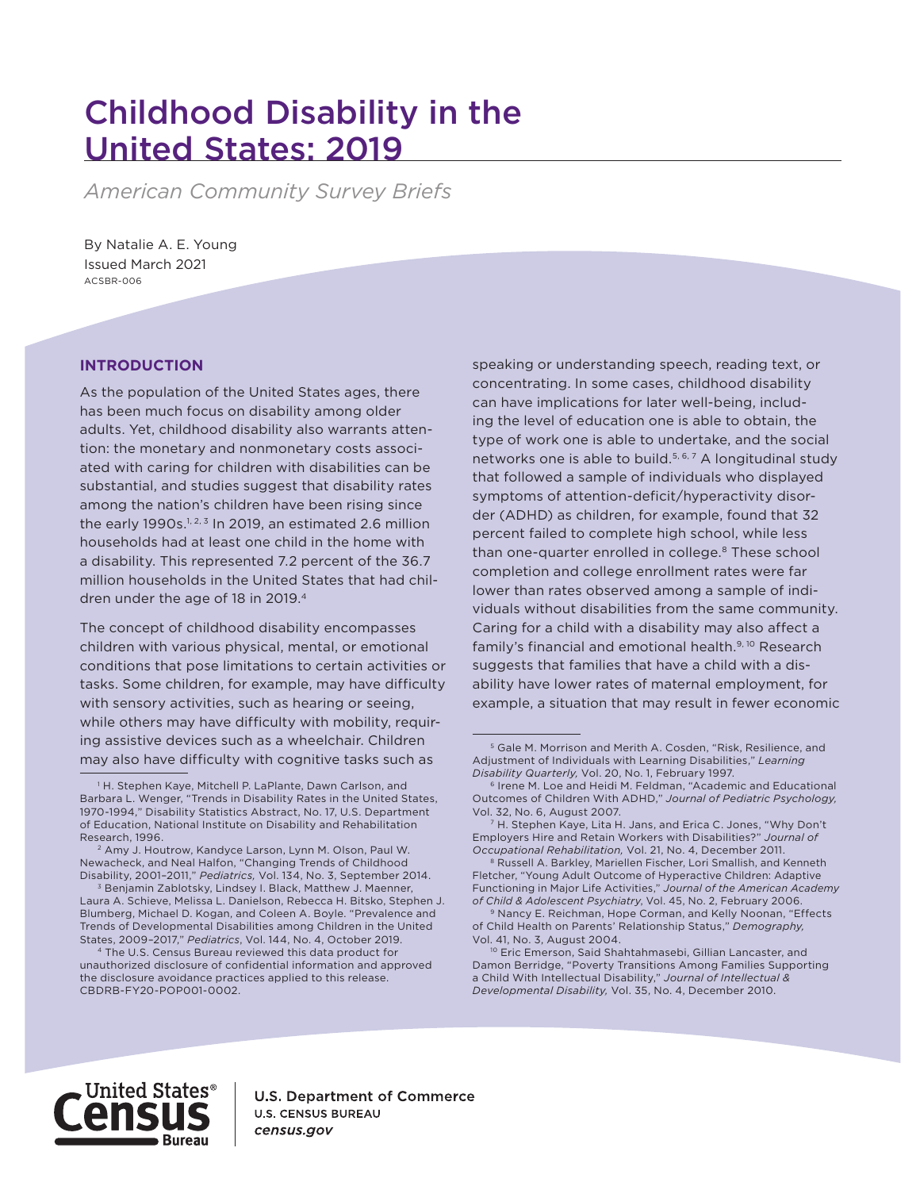# Childhood Disability in the United States: 2019

*American Community Survey Briefs*

By Natalie A. E. Young
Issued March 2021
ACSBR-006

## INTRODUCTION

As the population of the United States ages, there has been much focus on disability among older adults. Yet, childhood disability also warrants attention: the monetary and nonmonetary costs associated with caring for children with disabilities can be substantial, and studies suggest that disability rates among the nation's children have been rising since the early 1990s.[1, 2, 3] In 2019, an estimated 2.6 million households had at least one child in the home with a disability. This represented 7.2 percent of the 36.7 million households in the United States that had children under the age of 18 in 2019.[4]

The concept of childhood disability encompasses children with various physical, mental, or emotional conditions that pose limitations to certain activities or tasks. Some children, for example, may have difficulty with sensory activities, such as hearing or seeing, while others may have difficulty with mobility, requiring assistive devices such as a wheelchair. Children may also have difficulty with cognitive tasks such as speaking or understanding speech, reading text, or concentrating. In some cases, childhood disability can have implications for later well-being, including the level of education one is able to obtain, the type of work one is able to undertake, and the social networks one is able to build.[5, 6, 7] A longitudinal study that followed a sample of individuals who displayed symptoms of attention-deficit/hyperactivity disorder (ADHD) as children, for example, found that 32 percent failed to complete high school, while less than one-quarter enrolled in college.[8] These school completion and college enrollment rates were far lower than rates observed among a sample of individuals without disabilities from the same community. Caring for a child with a disability may also affect a family's financial and emotional health.[9, 10] Research suggests that families that have a child with a disability have lower rates of maternal employment, for example, a situation that may result in fewer economic

---

[1] H. Stephen Kaye, Mitchell P. LaPlante, Dawn Carlson, and Barbara L. Wenger, "Trends in Disability Rates in the United States, 1970–1994," Disability Statistics Abstract, No. 17, U.S. Department of Education, National Institute on Disability and Rehabilitation Research, 1996.

[2] Amy J. Houtrow, Kandyce Larson, Lynn M. Olson, Paul W. Newacheck, and Neal Halfon, "Changing Trends of Childhood Disability, 2001–2011," *Pediatrics,* Vol. 134, No. 3, September 2014.

[3] Benjamin Zablotsky, Lindsey I. Black, Matthew J. Maenner, Laura A. Schieve, Melissa L. Danielson, Rebecca H. Bitsko, Stephen J. Blumberg, Michael D. Kogan, and Coleen A. Boyle. "Prevalence and Trends of Developmental Disabilities among Children in the United States, 2009–2017," *Pediatrics*, Vol. 144, No. 4, October 2019.

[4] The U.S. Census Bureau reviewed this data product for unauthorized disclosure of confidential information and approved the disclosure avoidance practices applied to this release. CBDRB-FY20-POP001-0002.

[5] Gale M. Morrison and Merith A. Cosden, "Risk, Resilience, and Adjustment of Individuals with Learning Disabilities," *Learning Disability Quarterly,* Vol. 20, No. 1, February 1997.

[6] Irene M. Loe and Heidi M. Feldman, "Academic and Educational Outcomes of Children With ADHD," *Journal of Pediatric Psychology,* Vol. 32, No. 6, August 2007.

[7] H. Stephen Kaye, Lita H. Jans, and Erica C. Jones, "Why Don't Employers Hire and Retain Workers with Disabilities?" *Journal of Occupational Rehabilitation,* Vol. 21, No. 4, December 2011.

[8] Russell A. Barkley, Mariellen Fischer, Lori Smallish, and Kenneth Fletcher, "Young Adult Outcome of Hyperactive Children: Adaptive Functioning in Major Life Activities," *Journal of the American Academy of Child & Adolescent Psychiatry*, Vol. 45, No. 2, February 2006.

[9] Nancy E. Reichman, Hope Corman, and Kelly Noonan, "Effects of Child Health on Parents' Relationship Status," *Demography,* Vol. 41, No. 3, August 2004.

[10] Eric Emerson, Said Shahtahmasebi, Gillian Lancaster, and Damon Berridge, "Poverty Transitions Among Families Supporting a Child With Intellectual Disability," *Journal of Intellectual & Developmental Disability,* Vol. 35, No. 4, December 2010.

U.S. Department of Commerce
U.S. CENSUS BUREAU
*census.gov*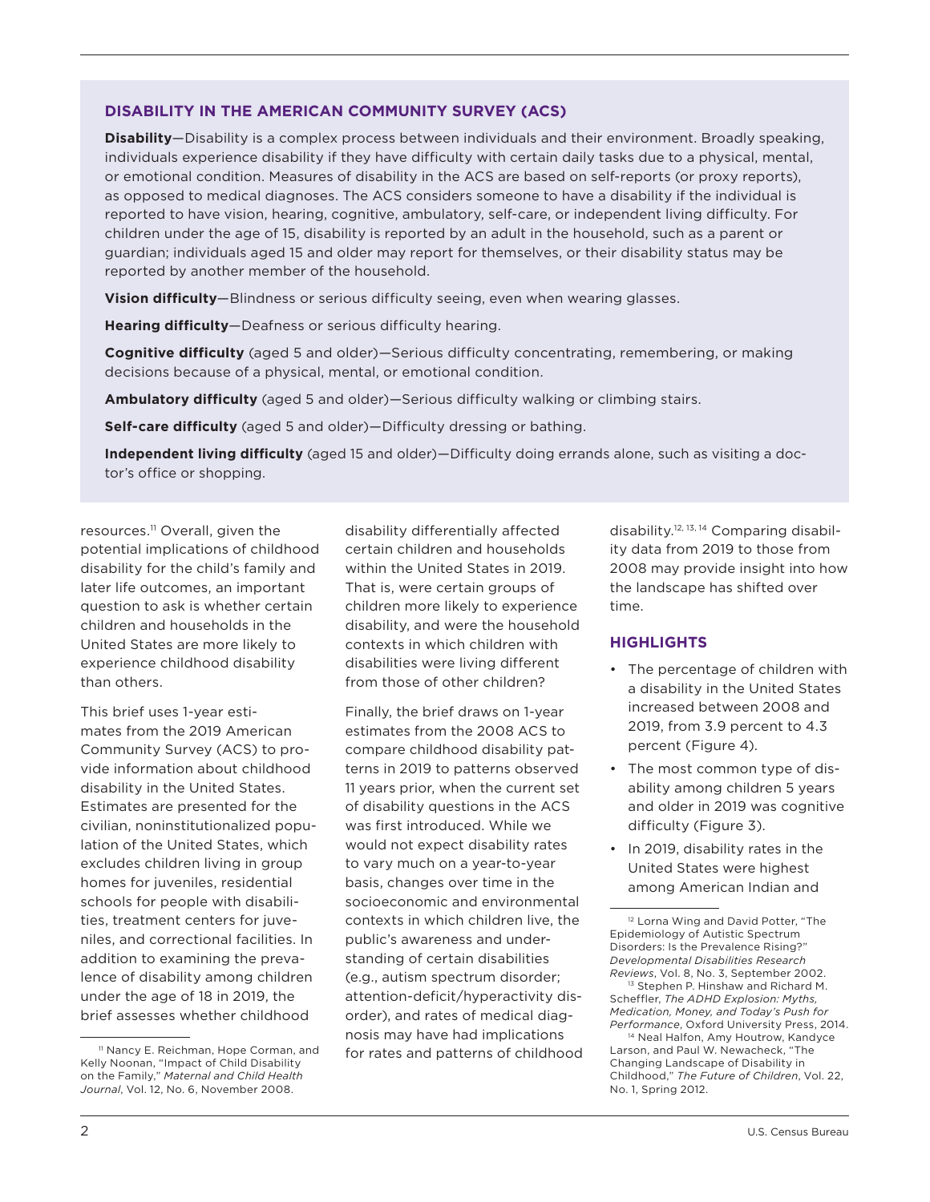## DISABILITY IN THE AMERICAN COMMUNITY SURVEY (ACS)

**Disability**—Disability is a complex process between individuals and their environment. Broadly speaking, individuals experience disability if they have difficulty with certain daily tasks due to a physical, mental, or emotional condition. Measures of disability in the ACS are based on self-reports (or proxy reports), as opposed to medical diagnoses. The ACS considers someone to have a disability if the individual is reported to have vision, hearing, cognitive, ambulatory, self-care, or independent living difficulty. For children under the age of 15, disability is reported by an adult in the household, such as a parent or guardian; individuals aged 15 and older may report for themselves, or their disability status may be reported by another member of the household.

**Vision difficulty**—Blindness or serious difficulty seeing, even when wearing glasses.

**Hearing difficulty**—Deafness or serious difficulty hearing.

**Cognitive difficulty** (aged 5 and older)—Serious difficulty concentrating, remembering, or making decisions because of a physical, mental, or emotional condition.

**Ambulatory difficulty** (aged 5 and older)—Serious difficulty walking or climbing stairs.

**Self-care difficulty** (aged 5 and older)—Difficulty dressing or bathing.

**Independent living difficulty** (aged 15 and older)—Difficulty doing errands alone, such as visiting a doctor's office or shopping.

resources.[11] Overall, given the potential implications of childhood disability for the child's family and later life outcomes, an important question to ask is whether certain children and households in the United States are more likely to experience childhood disability than others.

This brief uses 1-year estimates from the 2019 American Community Survey (ACS) to provide information about childhood disability in the United States. Estimates are presented for the civilian, noninstitutionalized population of the United States, which excludes children living in group homes for juveniles, residential schools for people with disabilities, treatment centers for juveniles, and correctional facilities. In addition to examining the prevalence of disability among children under the age of 18 in 2019, the brief assesses whether childhood disability differentially affected certain children and households within the United States in 2019. That is, were certain groups of children more likely to experience disability, and were the household contexts in which children with disabilities were living different from those of other children?

Finally, the brief draws on 1-year estimates from the 2008 ACS to compare childhood disability patterns in 2019 to patterns observed 11 years prior, when the current set of disability questions in the ACS was first introduced. While we would not expect disability rates to vary much on a year-to-year basis, changes over time in the socioeconomic and environmental contexts in which children live, the public's awareness and understanding of certain disabilities (e.g., autism spectrum disorder; attention-deficit/hyperactivity disorder), and rates of medical diagnosis may have had implications for rates and patterns of childhood disability.[12, 13, 14] Comparing disability data from 2019 to those from 2008 may provide insight into how the landscape has shifted over time.

## HIGHLIGHTS

- The percentage of children with a disability in the United States increased between 2008 and 2019, from 3.9 percent to 4.3 percent (Figure 4).
- The most common type of disability among children 5 years and older in 2019 was cognitive difficulty (Figure 3).
- In 2019, disability rates in the United States were highest among American Indian and

[11] Nancy E. Reichman, Hope Corman, and Kelly Noonan, "Impact of Child Disability on the Family," *Maternal and Child Health Journal*, Vol. 12, No. 6, November 2008.

[12] Lorna Wing and David Potter, "The Epidemiology of Autistic Spectrum Disorders: Is the Prevalence Rising?" *Developmental Disabilities Research Reviews*, Vol. 8, No. 3, September 2002.

[13] Stephen P. Hinshaw and Richard M. Scheffler, *The ADHD Explosion: Myths, Medication, Money, and Today's Push for Performance*, Oxford University Press, 2014.

[14] Neal Halfon, Amy Houtrow, Kandyce Larson, and Paul W. Newacheck, "The Changing Landscape of Disability in Childhood," *The Future of Children*, Vol. 22, No. 1, Spring 2012.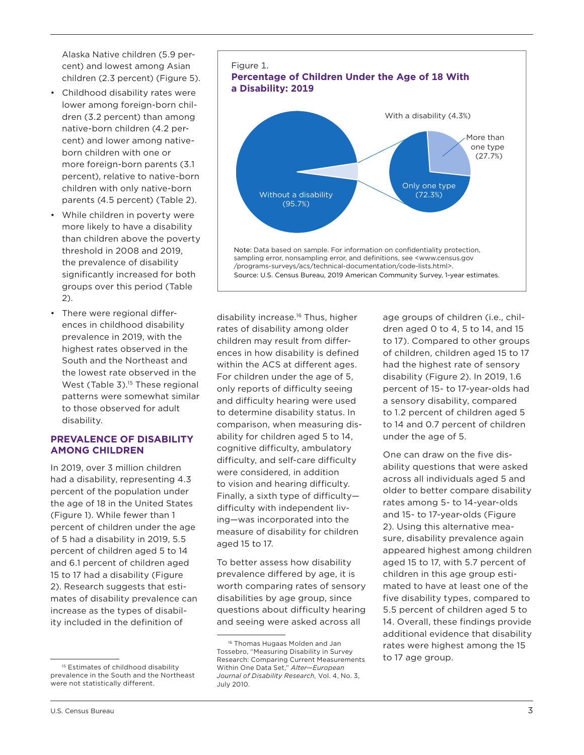Alaska Native children (5.9 percent) and lowest among Asian children (2.3 percent) (Figure 5).

- Childhood disability rates were lower among foreign-born children (3.2 percent) than among native-born children (4.2 percent) and lower among native-born children with one or more foreign-born parents (3.1 percent), relative to native-born children with only native-born parents (4.5 percent) (Table 2).
- While children in poverty were more likely to have a disability than children above the poverty threshold in 2008 and 2019, the prevalence of disability significantly increased for both groups over this period (Table 2).
- There were regional differences in childhood disability prevalence in 2019, with the highest rates observed in the South and the Northeast and the lowest rate observed in the West (Table 3).[15] These regional patterns were somewhat similar to those observed for adult disability.

Figure 1.
**Percentage of Children Under the Age of 18 With a Disability: 2019**

Without a disability (95.7%)
With a disability (4.3%)
Only one type (72.3%)
More than one type (27.7%)

Note: Data based on sample. For information on confidentiality protection, sampling error, nonsampling error, and definitions, see <www.census.gov/programs-surveys/acs/technical-documentation/code-lists.html>.
Source: U.S. Census Bureau, 2019 American Community Survey, 1-year estimates.

## PREVALENCE OF DISABILITY AMONG CHILDREN

In 2019, over 3 million children had a disability, representing 4.3 percent of the population under the age of 18 in the United States (Figure 1). While fewer than 1 percent of children under the age of 5 had a disability in 2019, 5.5 percent of children aged 5 to 14 and 6.1 percent of children aged 15 to 17 had a disability (Figure 2). Research suggests that estimates of disability prevalence can increase as the types of disability included in the definition of disability increase.[16] Thus, higher rates of disability among older children may result from differences in how disability is defined within the ACS at different ages. For children under the age of 5, only reports of difficulty seeing and difficulty hearing were used to determine disability status. In comparison, when measuring disability for children aged 5 to 14, cognitive difficulty, ambulatory difficulty, and self-care difficulty were considered, in addition to vision and hearing difficulty. Finally, a sixth type of difficulty—difficulty with independent living—was incorporated into the measure of disability for children aged 15 to 17.

To better assess how disability prevalence differed by age, it is worth comparing rates of sensory disabilities by age group, since questions about difficulty hearing and seeing were asked across all age groups of children (i.e., children aged 0 to 4, 5 to 14, and 15 to 17). Compared to other groups of children, children aged 15 to 17 had the highest rate of sensory disability (Figure 2). In 2019, 1.6 percent of 15- to 17-year-olds had a sensory disability, compared to 1.2 percent of children aged 5 to 14 and 0.7 percent of children under the age of 5.

One can draw on the five disability questions that were asked across all individuals aged 5 and older to better compare disability rates among 5- to 14-year-olds and 15- to 17-year-olds (Figure 2). Using this alternative measure, disability prevalence again appeared highest among children aged 15 to 17, with 5.7 percent of children in this age group estimated to have at least one of the five disability types, compared to 5.5 percent of children aged 5 to 14. Overall, these findings provide additional evidence that disability rates were highest among the 15 to 17 age group.

[15] Estimates of childhood disability prevalence in the South and the Northeast were not statistically different.

[16] Thomas Hugaas Molden and Jan Tossebro, "Measuring Disability in Survey Research: Comparing Current Measurements Within One Data Set," *Alter—European Journal of Disability Research,* Vol. 4, No. 3, July 2010.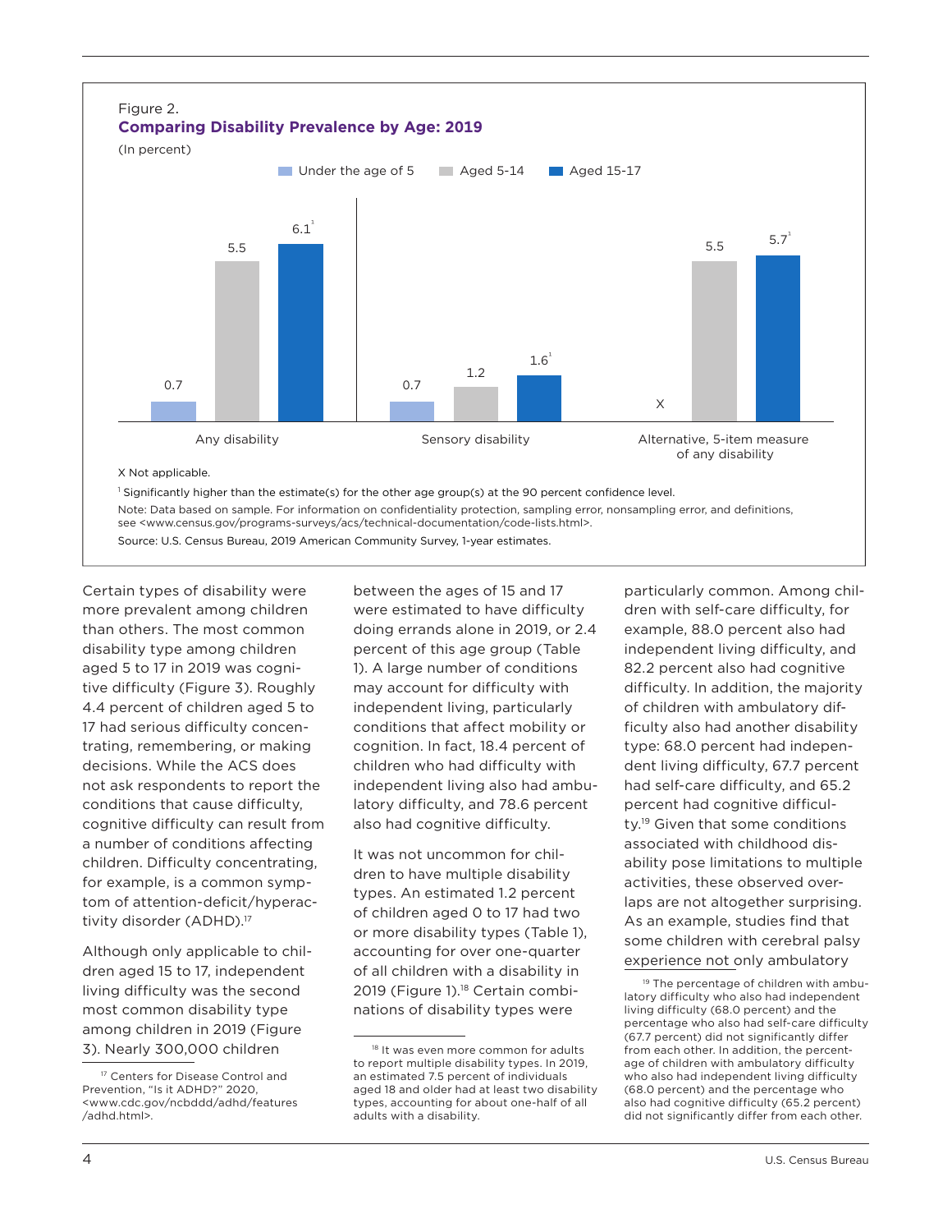Figure 2.
**Comparing Disability Prevalence by Age: 2019**

(In percent)

| | Under the age of 5 | Aged 5-14 | Aged 15-17 |
|---|---|---|---|
| Any disability | 0.7 | 5.5 | 6.1[1] |
| Sensory disability | 0.7 | 1.2 | 1.6[1] |
| Alternative, 5-item measure of any disability | X | 5.5 | 5.7[1] |

X Not applicable.

[1] Significantly higher than the estimate(s) for the other age group(s) at the 90 percent confidence level.

Note: Data based on sample. For information on confidentiality protection, sampling error, nonsampling error, and definitions, see <www.census.gov/programs-surveys/acs/technical-documentation/code-lists.html>.

Source: U.S. Census Bureau, 2019 American Community Survey, 1-year estimates.

Certain types of disability were more prevalent among children than others. The most common disability type among children aged 5 to 17 in 2019 was cognitive difficulty (Figure 3). Roughly 4.4 percent of children aged 5 to 17 had serious difficulty concentrating, remembering, or making decisions. While the ACS does not ask respondents to report the conditions that cause difficulty, cognitive difficulty can result from a number of conditions affecting children. Difficulty concentrating, for example, is a common symptom of attention-deficit/hyperactivity disorder (ADHD).[17]

Although only applicable to children aged 15 to 17, independent living difficulty was the second most common disability type among children in 2019 (Figure 3). Nearly 300,000 children between the ages of 15 and 17 were estimated to have difficulty doing errands alone in 2019, or 2.4 percent of this age group (Table 1). A large number of conditions may account for difficulty with independent living, particularly conditions that affect mobility or cognition. In fact, 18.4 percent of children who had difficulty with independent living also had ambulatory difficulty, and 78.6 percent also had cognitive difficulty.

It was not uncommon for children to have multiple disability types. An estimated 1.2 percent of children aged 0 to 17 had two or more disability types (Table 1), accounting for over one-quarter of all children with a disability in 2019 (Figure 1).[18] Certain combinations of disability types were particularly common. Among children with self-care difficulty, for example, 88.0 percent also had independent living difficulty, and 82.2 percent also had cognitive difficulty. In addition, the majority of children with ambulatory difficulty also had another disability type: 68.0 percent had independent living difficulty, 67.7 percent had self-care difficulty, and 65.2 percent had cognitive difficulty.[19] Given that some conditions associated with childhood disability pose limitations to multiple activities, these observed overlaps are not altogether surprising. As an example, studies find that some children with cerebral palsy experience not only ambulatory

[17] Centers for Disease Control and Prevention, "Is it ADHD?" 2020, <www.cdc.gov/ncbddd/adhd/features/adhd.html>.

[18] It was even more common for adults to report multiple disability types. In 2019, an estimated 7.5 percent of individuals aged 18 and older had at least two disability types, accounting for about one-half of all adults with a disability.

[19] The percentage of children with ambulatory difficulty who also had independent living difficulty (68.0 percent) and the percentage who also had self-care difficulty (67.7 percent) did not significantly differ from each other. In addition, the percentage of children with ambulatory difficulty who also had independent living difficulty (68.0 percent) and the percentage who also had cognitive difficulty (65.2 percent) did not significantly differ from each other.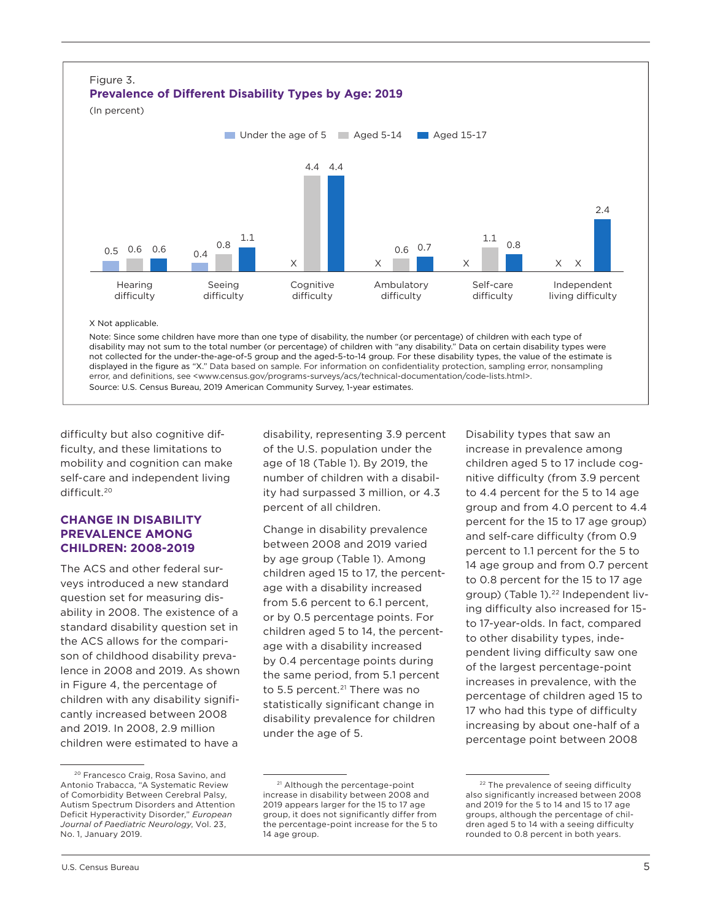Figure 3.
**Prevalence of Different Disability Types by Age: 2019**
(In percent)

| Disability type | Under the age of 5 | Aged 5-14 | Aged 15-17 |
|---|---|---|---|
| Hearing difficulty | 0.5 | 0.6 | 0.6 |
| Seeing difficulty | 0.4 | 0.8 | 1.1 |
| Cognitive difficulty | X | 4.4 | 4.4 |
| Ambulatory difficulty | X | 0.6 | 0.7 |
| Self-care difficulty | X | 1.1 | 0.8 |
| Independent living difficulty | X | X | 2.4 |

X Not applicable.

Note: Since some children have more than one type of disability, the number (or percentage) of children with each type of disability may not sum to the total number (or percentage) of children with "any disability." Data on certain disability types were not collected for the under-the-age-of-5 group and the aged-5-to-14 group. For these disability types, the value of the estimate is displayed in the figure as "X." Data based on sample. For information on confidentiality protection, sampling error, nonsampling error, and definitions, see <www.census.gov/programs-surveys/acs/technical-documentation/code-lists.html>.

Source: U.S. Census Bureau, 2019 American Community Survey, 1-year estimates.

difficulty but also cognitive difficulty, and these limitations to mobility and cognition can make self-care and independent living difficult.[20]

## CHANGE IN DISABILITY PREVALENCE AMONG CHILDREN: 2008-2019

The ACS and other federal surveys introduced a new standard question set for measuring disability in 2008. The existence of a standard disability question set in the ACS allows for the comparison of childhood disability prevalence in 2008 and 2019. As shown in Figure 4, the percentage of children with any disability significantly increased between 2008 and 2019. In 2008, 2.9 million children were estimated to have a disability, representing 3.9 percent of the U.S. population under the age of 18 (Table 1). By 2019, the number of children with a disability had surpassed 3 million, or 4.3 percent of all children.

Change in disability prevalence between 2008 and 2019 varied by age group (Table 1). Among children aged 15 to 17, the percentage with a disability increased from 5.6 percent to 6.1 percent, or by 0.5 percentage points. For children aged 5 to 14, the percentage with a disability increased by 0.4 percentage points during the same period, from 5.1 percent to 5.5 percent.[21] There was no statistically significant change in disability prevalence for children under the age of 5.

Disability types that saw an increase in prevalence among children aged 5 to 17 include cognitive difficulty (from 3.9 percent to 4.4 percent for the 5 to 14 age group and from 4.0 percent to 4.4 percent for the 15 to 17 age group) and self-care difficulty (from 0.9 percent to 1.1 percent for the 5 to 14 age group and from 0.7 percent to 0.8 percent for the 15 to 17 age group) (Table 1).[22] Independent living difficulty also increased for 15- to 17-year-olds. In fact, compared to other disability types, independent living difficulty saw one of the largest percentage-point increases in prevalence, with the percentage of children aged 15 to 17 who had this type of difficulty increasing by about one-half of a percentage point between 2008

[20] Francesco Craig, Rosa Savino, and Antonio Trabacca, "A Systematic Review of Comorbidity Between Cerebral Palsy, Autism Spectrum Disorders and Attention Deficit Hyperactivity Disorder," *European Journal of Paediatric Neurology*, Vol. 23, No. 1, January 2019.

[21] Although the percentage-point increase in disability between 2008 and 2019 appears larger for the 15 to 17 age group, it does not significantly differ from the percentage-point increase for the 5 to 14 age group.

[22] The prevalence of seeing difficulty also significantly increased between 2008 and 2019 for the 5 to 14 and 15 to 17 age groups, although the percentage of children aged 5 to 14 with a seeing difficulty rounded to 0.8 percent in both years.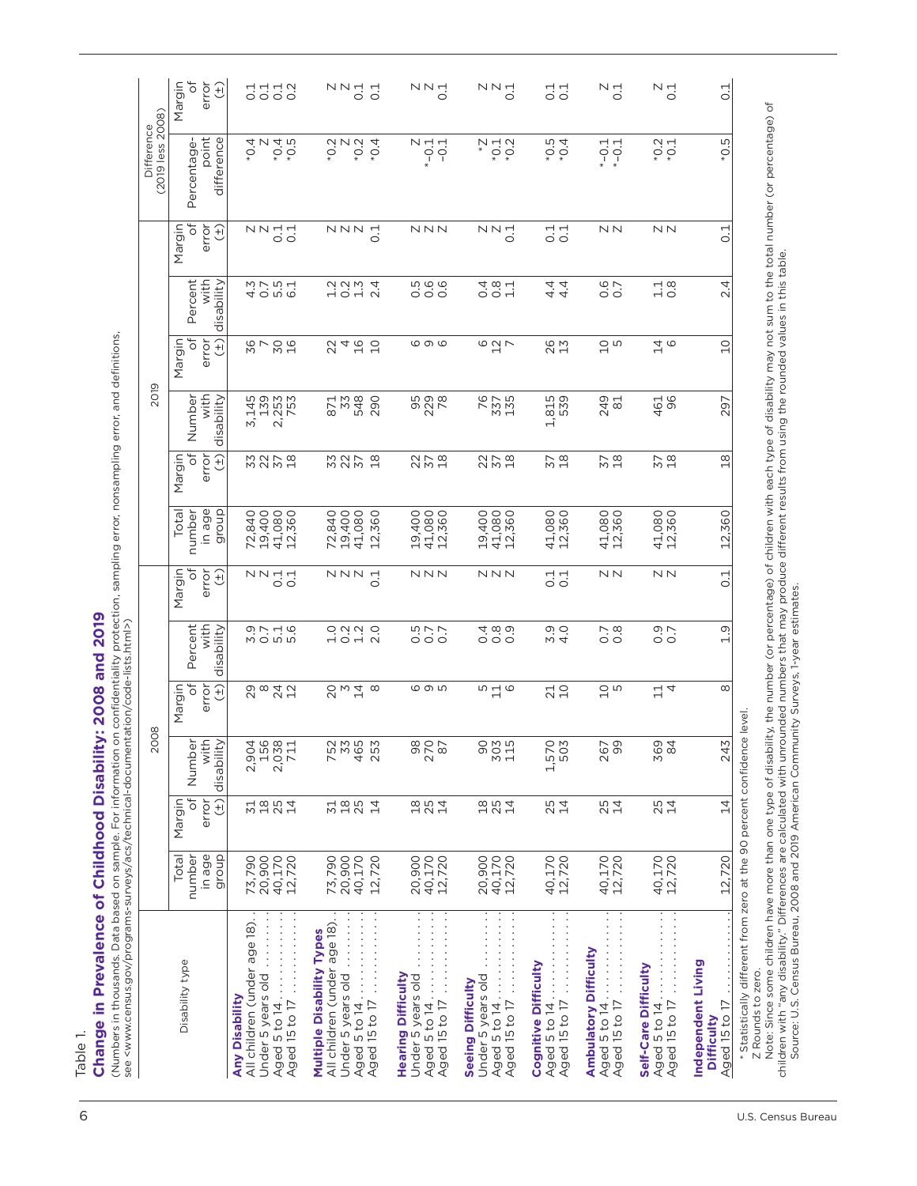Table 1.

## Change in Prevalence of Childhood Disability: 2008 and 2019

(Numbers in thousands. Data based on sample. For information on confidentiality protection, sampling error, nonsampling error, and definitions, see <www.census.gov/programs-surveys/acs/technical-documentation/code-lists.html>)

| Disability type | 2008 | | | | | | 2019 | | | | | | Difference (2019 less 2008) | |
|---|---|---|---|---|---|---|---|---|---|---|---|---|---|---|
| | Total number in age group | Margin of error (±) | Number with disability | Margin of error (±) | Percent with disability | Margin of error (±) | Total number in age group | Margin of error (±) | Number with disability | Margin of error (±) | Percent with disability | Margin of error (±) | Percentage-point difference | Margin of error (±) |
| **Any Disability** | | | | | | | | | | | | | | |
| All children (under age 18) | 73,790 | 31 | 2,904 | 29 | 3.9 | Z | 72,840 | 33 | 3,145 | 36 | 4.3 | Z | *0.4 | 0.1 |
| Under 5 years old | 20,900 | 18 | 156 | 8 | 0.7 | Z | 19,400 | 22 | 139 | 7 | 0.7 | Z | Z | 0.1 |
| Aged 5 to 14 | 40,170 | 25 | 2,038 | 24 | 5.1 | 0.1 | 41,080 | 37 | 2,253 | 30 | 5.5 | 0.1 | *0.4 | 0.1 |
| Aged 15 to 17 | 12,720 | 14 | 711 | 12 | 5.6 | 0.1 | 12,360 | 18 | 753 | 16 | 6.1 | 0.1 | *0.5 | 0.2 |
| **Multiple Disability Types** | | | | | | | | | | | | | | |
| All children (under age 18) | 73,790 | 31 | 752 | 20 | 1.0 | Z | 72,840 | 33 | 871 | 22 | 1.2 | Z | *0.2 | Z |
| Under 5 years old | 20,900 | 18 | 33 | 3 | 0.2 | Z | 19,400 | 22 | 33 | 4 | 0.2 | Z | Z | Z |
| Aged 5 to 14 | 40,170 | 25 | 465 | 14 | 1.2 | Z | 41,080 | 37 | 548 | 16 | 1.3 | Z | *0.2 | 0.1 |
| Aged 15 to 17 | 12,720 | 14 | 253 | 8 | 2.0 | 0.1 | 12,360 | 18 | 290 | 10 | 2.4 | 0.1 | *0.4 | 0.1 |
| **Hearing Difficulty** | | | | | | | | | | | | | | |
| Under 5 years old | 20,900 | 18 | 98 | 6 | 0.5 | Z | 19,400 | 22 | 95 | 6 | 0.5 | Z | Z | Z |
| Aged 5 to 14 | 40,170 | 25 | 270 | 9 | 0.7 | Z | 41,080 | 37 | 229 | 9 | 0.6 | Z | *–0.1 | Z |
| Aged 15 to 17 | 12,720 | 14 | 87 | 5 | 0.7 | Z | 12,360 | 18 | 78 | 6 | 0.6 | Z | –0.1 | 0.1 |
| **Seeing Difficulty** | | | | | | | | | | | | | | |
| Under 5 years old | 20,900 | 18 | 90 | 5 | 0.4 | Z | 19,400 | 22 | 76 | 6 | 0.4 | Z | *Z | Z |
| Aged 5 to 14 | 40,170 | 25 | 303 | 11 | 0.8 | Z | 41,080 | 37 | 337 | 12 | 0.8 | Z | *0.1 | Z |
| Aged 15 to 17 | 12,720 | 14 | 115 | 6 | 0.9 | Z | 12,360 | 18 | 135 | 7 | 1.1 | 0.1 | *0.2 | 0.1 |
| **Cognitive Difficulty** | | | | | | | | | | | | | | |
| Aged 5 to 14 | 40,170 | 25 | 1,570 | 21 | 3.9 | 0.1 | 41,080 | 37 | 1,815 | 26 | 4.4 | 0.1 | *0.5 | 0.1 |
| Aged 15 to 17 | 12,720 | 14 | 503 | 10 | 4.0 | 0.1 | 12,360 | 18 | 539 | 13 | 4.4 | 0.1 | *0.4 | 0.1 |
| **Ambulatory Difficulty** | | | | | | | | | | | | | | |
| Aged 5 to 14 | 40,170 | 25 | 267 | 10 | 0.7 | Z | 41,080 | 37 | 249 | 10 | 0.6 | Z | *–0.1 | Z |
| Aged 15 to 17 | 12,720 | 14 | 99 | 5 | 0.8 | Z | 12,360 | 18 | 81 | 5 | 0.7 | Z | *–0.1 | 0.1 |
| **Self-Care Difficulty** | | | | | | | | | | | | | | |
| Aged 5 to 14 | 40,170 | 25 | 369 | 11 | 0.9 | Z | 41,080 | 37 | 461 | 14 | 1.1 | Z | *0.2 | Z |
| Aged 15 to 17 | 12,720 | 14 | 84 | 4 | 0.7 | Z | 12,360 | 18 | 96 | 6 | 0.8 | Z | *0.1 | 0.1 |
| **Independent Living Difficulty** | | | | | | | | | | | | | | |
| Aged 15 to 17 | 12,720 | 14 | 243 | 8 | 1.9 | 0.1 | 12,360 | 18 | 297 | 10 | 2.4 | 0.1 | *0.5 | 0.1 |

* Statistically different from zero at the 90 percent confidence level.

Z Rounds to zero.

Note: Since some children have more than one type of disability, the number (or percentage) of children with each type of disability may not sum to the total number (or percentage) of children with "any disability." Differences are calculated with unrounded numbers that may produce different results from using the rounded values in this table.

Source: U.S. Census Bureau, 2008 and 2019 American Community Surveys, 1-year estimates.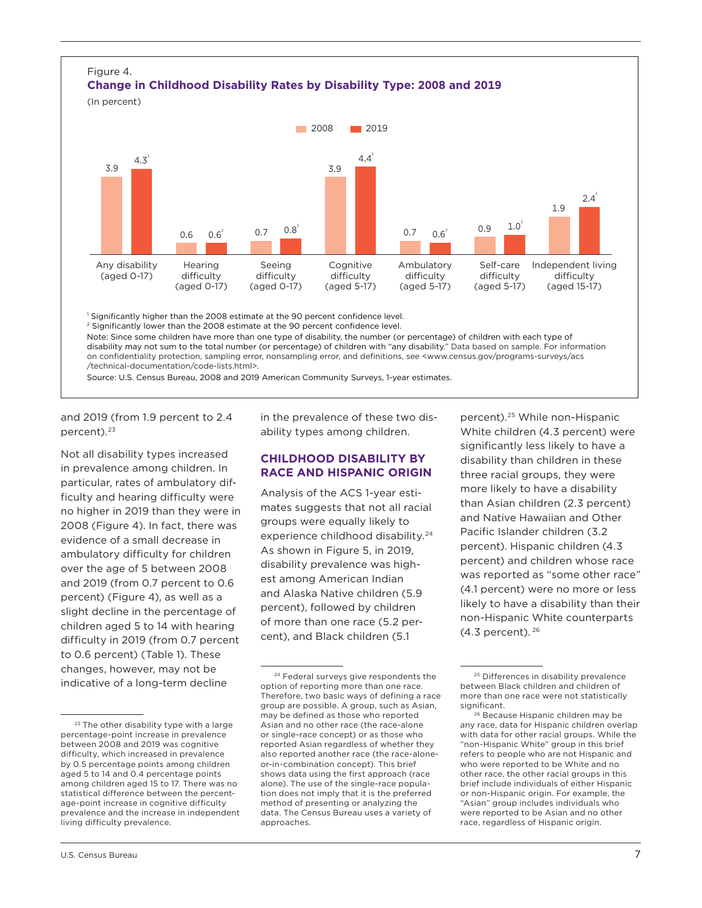Figure 4.

**Change in Childhood Disability Rates by Disability Type: 2008 and 2019**

(In percent)

| Disability type | 2008 | 2019 |
|---|---|---|
| Any disability (aged 0-17) | 3.9 | 4.3[1] |
| Hearing difficulty (aged 0-17) | 0.6 | 0.6[2] |
| Seeing difficulty (aged 0-17) | 0.7 | 0.8[1] |
| Cognitive difficulty (aged 5-17) | 3.9 | 4.4[1] |
| Ambulatory difficulty (aged 5-17) | 0.7 | 0.6[2] |
| Self-care difficulty (aged 5-17) | 0.9 | 1.0[1] |
| Independent living difficulty (aged 15-17) | 1.9 | 2.4[1] |

[1] Significantly higher than the 2008 estimate at the 90 percent confidence level.

[2] Significantly lower than the 2008 estimate at the 90 percent confidence level.

Note: Since some children have more than one type of disability, the number (or percentage) of children with each type of disability may not sum to the total number (or percentage) of children with "any disability." Data based on sample. For information on confidentiality protection, sampling error, nonsampling error, and definitions, see <www.census.gov/programs-surveys/acs/technical-documentation/code-lists.html>.

Source: U.S. Census Bureau, 2008 and 2019 American Community Surveys, 1-year estimates.

and 2019 (from 1.9 percent to 2.4 percent).[23]

Not all disability types increased in prevalence among children. In particular, rates of ambulatory difficulty and hearing difficulty were no higher in 2019 than they were in 2008 (Figure 4). In fact, there was evidence of a small decrease in ambulatory difficulty for children over the age of 5 between 2008 and 2019 (from 0.7 percent to 0.6 percent) (Figure 4), as well as a slight decline in the percentage of children aged 5 to 14 with hearing difficulty in 2019 (from 0.7 percent to 0.6 percent) (Table 1). These changes, however, may not be indicative of a long-term decline in the prevalence of these two disability types among children.

## CHILDHOOD DISABILITY BY RACE AND HISPANIC ORIGIN

Analysis of the ACS 1-year estimates suggests that not all racial groups were equally likely to experience childhood disability.[24] As shown in Figure 5, in 2019, disability prevalence was highest among American Indian and Alaska Native children (5.9 percent), followed by children of more than one race (5.2 percent), and Black children (5.1 percent).[25] While non-Hispanic White children (4.3 percent) were significantly less likely to have a disability than children in these three racial groups, they were more likely to have a disability than Asian children (2.3 percent) and Native Hawaiian and Other Pacific Islander children (3.2 percent). Hispanic children (4.3 percent) and children whose race was reported as "some other race" (4.1 percent) were no more or less likely to have a disability than their non-Hispanic White counterparts (4.3 percent).[26]

[23] The other disability type with a large percentage-point increase in prevalence between 2008 and 2019 was cognitive difficulty, which increased in prevalence by 0.5 percentage points among children aged 5 to 14 and 0.4 percentage points among children aged 15 to 17. There was no statistical difference between the percentage-point increase in cognitive difficulty prevalence and the increase in independent living difficulty prevalence.

[24] Federal surveys give respondents the option of reporting more than one race. Therefore, two basic ways of defining a race group are possible. A group, such as Asian, may be defined as those who reported Asian and no other race (the race-alone or single-race concept) or as those who reported Asian regardless of whether they also reported another race (the race-alone-or-in-combination concept). This brief shows data using the first approach (race alone). The use of the single-race population does not imply that it is the preferred method of presenting or analyzing the data. The Census Bureau uses a variety of approaches.

[25] Differences in disability prevalence between Black children and children of more than one race were not statistically significant.

[26] Because Hispanic children may be any race, data for Hispanic children overlap with data for other racial groups. While the "non-Hispanic White" group in this brief refers to people who are not Hispanic and who were reported to be White and no other race, the other racial groups in this brief include individuals of either Hispanic or non-Hispanic origin. For example, the "Asian" group includes individuals who were reported to be Asian and no other race, regardless of Hispanic origin.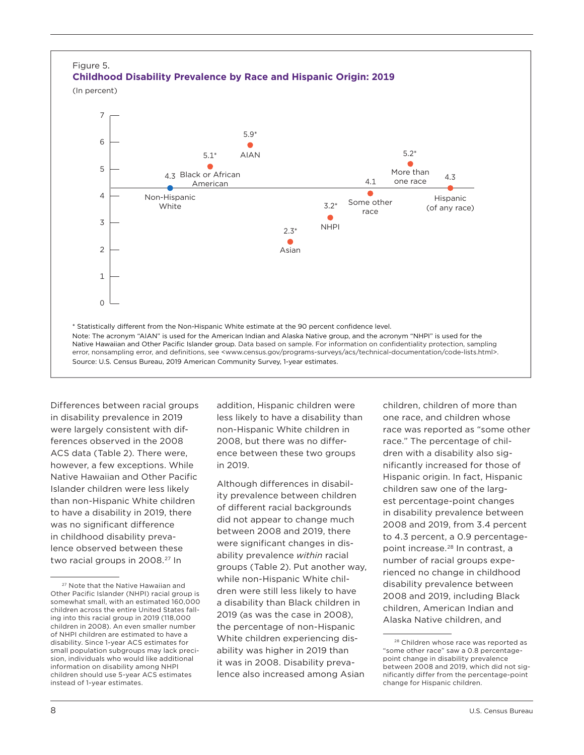Figure 5.

**Childhood Disability Prevalence by Race and Hispanic Origin: 2019**

(In percent)

| Group | Percent |
| --- | --- |
| Non-Hispanic White | 4.3 |
| Black or African American | 5.1* |
| AIAN | 5.9* |
| Asian | 2.3* |
| NHPI | 3.2* |
| Some other race | 4.1 |
| More than one race | 5.2* |
| Hispanic (of any race) | 4.3 |

\* Statistically different from the Non-Hispanic White estimate at the 90 percent confidence level.

Note: The acronym "AIAN" is used for the American Indian and Alaska Native group, and the acronym "NHPI" is used for the Native Hawaiian and Other Pacific Islander group. Data based on sample. For information on confidentiality protection, sampling error, nonsampling error, and definitions, see <www.census.gov/programs-surveys/acs/technical-documentation/code-lists.html>.

Source: U.S. Census Bureau, 2019 American Community Survey, 1-year estimates.

Differences between racial groups in disability prevalence in 2019 were largely consistent with differences observed in the 2008 ACS data (Table 2). There were, however, a few exceptions. While Native Hawaiian and Other Pacific Islander children were less likely than non-Hispanic White children to have a disability in 2019, there was no significant difference in childhood disability prevalence observed between these two racial groups in 2008.[27] In addition, Hispanic children were less likely to have a disability than non-Hispanic White children in 2008, but there was no difference between these two groups in 2019.

Although differences in disability prevalence between children of different racial backgrounds did not appear to change much between 2008 and 2019, there were significant changes in disability prevalence *within* racial groups (Table 2). Put another way, while non-Hispanic White children were still less likely to have a disability than Black children in 2019 (as was the case in 2008), the percentage of non-Hispanic White children experiencing disability was higher in 2019 than it was in 2008. Disability prevalence also increased among Asian children, children of more than one race, and children whose race was reported as "some other race." The percentage of children with a disability also significantly increased for those of Hispanic origin. In fact, Hispanic children saw one of the largest percentage-point changes in disability prevalence between 2008 and 2019, from 3.4 percent to 4.3 percent, a 0.9 percentage-point increase.[28] In contrast, a number of racial groups experienced no change in childhood disability prevalence between 2008 and 2019, including Black children, American Indian and Alaska Native children, and

[27] Note that the Native Hawaiian and Other Pacific Islander (NHPI) racial group is somewhat small, with an estimated 160,000 children across the entire United States falling into this racial group in 2019 (118,000 children in 2008). An even smaller number of NHPI children are estimated to have a disability. Since 1-year ACS estimates for small population subgroups may lack precision, individuals who would like additional information on disability among NHPI children should use 5-year ACS estimates instead of 1-year estimates.

[28] Children whose race was reported as "some other race" saw a 0.8 percentage-point change in disability prevalence between 2008 and 2019, which did not significantly differ from the percentage-point change for Hispanic children.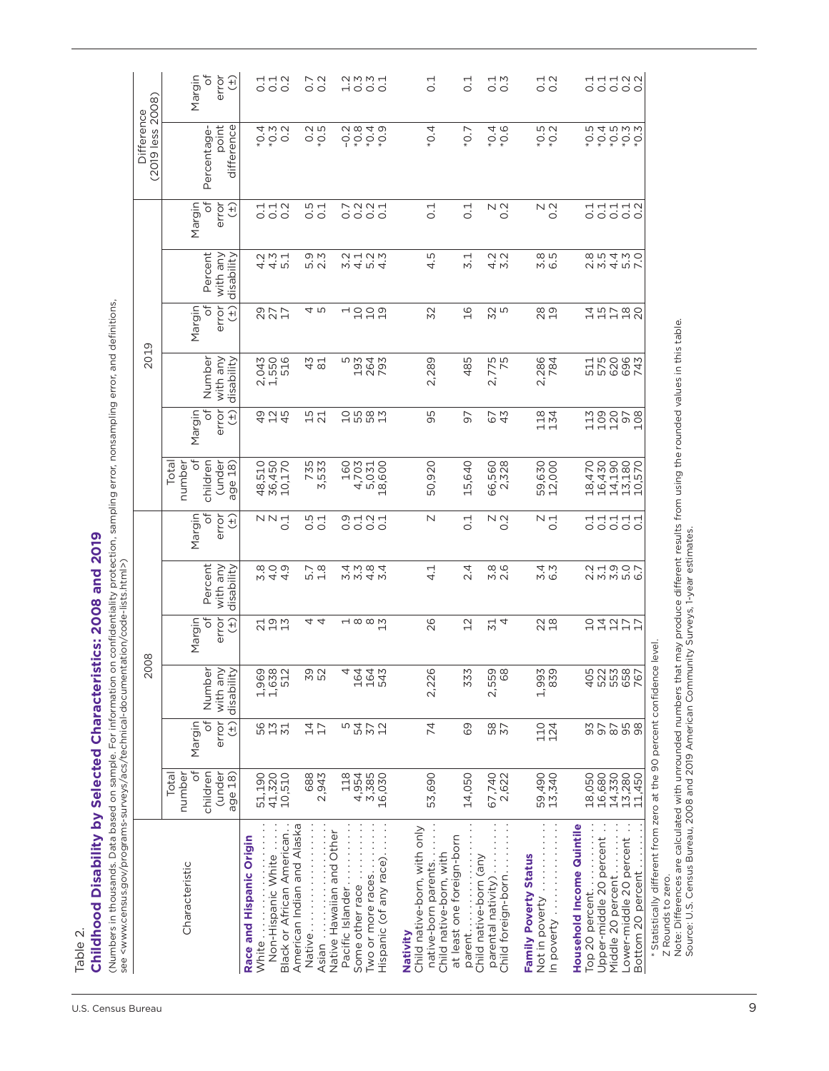Table 2.

## Childhood Disability by Selected Characteristics: 2008 and 2019

(Numbers in thousands. Data based on sample. For information on confidentiality protection, sampling error, nonsampling error, and definitions, see <www.census.gov/programs-surveys/acs/technical-documentation/code-lists.html>)

| Characteristic | 2008 | | | | | | 2019 | | | | | | Difference (2019 less 2008) | |
|---|---|---|---|---|---|---|---|---|---|---|---|---|---|---|
| | Total number of children (under age 18) | Margin of error (±) | Number with any disability | Margin of error (±) | Percent with any disability | Margin of error (±) | Total number of children (under age 18) | Margin of error (±) | Number with any disability | Margin of error (±) | Percent with any disability | Margin of error (±) | Percentage-point difference | Margin of error (±) |
| **Race and Hispanic Origin** | | | | | | | | | | | | | | |
| White | 51,190 | 56 | 1,969 | 21 | 3.8 | Z | 48,510 | 49 | 2,043 | 29 | 4.2 | 0.1 | *0.4 | 0.1 |
| Non-Hispanic White | 41,320 | 13 | 1,638 | 19 | 4.0 | Z | 36,450 | 12 | 1,550 | 27 | 4.3 | 0.1 | *0.3 | 0.1 |
| Black or African American | 10,510 | 31 | 512 | 13 | 4.9 | 0.1 | 10,170 | 45 | 516 | 17 | 5.1 | 0.2 | 0.2 | 0.2 |
| American Indian and Alaska Native | 688 | 14 | 39 | 4 | 5.7 | 0.5 | 735 | 15 | 43 | 4 | 5.9 | 0.5 | 0.2 | 0.7 |
| Asian | 2,943 | 17 | 52 | 4 | 1.8 | 0.1 | 3,533 | 21 | 81 | 5 | 2.3 | 0.1 | *0.5 | 0.2 |
| Native Hawaiian and Other Pacific Islander | 118 | 5 | 4 | 1 | 3.4 | 0.9 | 160 | 10 | 5 | 1 | 3.2 | 0.7 | –0.2 | 1.2 |
| Some other race | 4,954 | 54 | 164 | 8 | 3.3 | 0.1 | 4,703 | 55 | 193 | 10 | 4.1 | 0.2 | *0.8 | 0.3 |
| Two or more races | 3,385 | 37 | 164 | 8 | 4.8 | 0.2 | 5,031 | 58 | 264 | 10 | 5.2 | 0.2 | *0.4 | 0.3 |
| Hispanic (of any race) | 16,030 | 12 | 543 | 13 | 3.4 | 0.1 | 18,600 | 13 | 793 | 19 | 4.3 | 0.1 | *0.9 | 0.1 |
| **Nativity** | | | | | | | | | | | | | | |
| Child native-born, with only native-born parents | 53,690 | 74 | 2,226 | 26 | 4.1 | Z | 50,920 | 95 | 2,289 | 32 | 4.5 | 0.1 | *0.4 | 0.1 |
| Child native-born, with at least one foreign-born parent | 14,050 | 69 | 333 | 12 | 2.4 | 0.1 | 15,640 | 97 | 485 | 16 | 3.1 | 0.1 | *0.7 | 0.1 |
| Child native-born (any parental nativity) | 67,740 | 58 | 2,559 | 31 | 3.8 | Z | 66,560 | 67 | 2,775 | 32 | 4.2 | Z | *0.4 | 0.1 |
| Child foreign-born | 2,622 | 37 | 68 | 4 | 2.6 | 0.2 | 2,328 | 43 | 75 | 5 | 3.2 | 0.2 | *0.6 | 0.3 |
| **Family Poverty Status** | | | | | | | | | | | | | | |
| Not in poverty | 59,490 | 110 | 1,993 | 22 | 3.4 | Z | 59,630 | 118 | 2,286 | 28 | 3.8 | Z | *0.5 | 0.1 |
| In poverty | 13,340 | 124 | 839 | 18 | 6.3 | 0.1 | 12,000 | 134 | 784 | 19 | 6.5 | 0.2 | *0.2 | 0.2 |
| **Household Income Quintile** | | | | | | | | | | | | | | |
| Top 20 percent | 18,050 | 93 | 405 | 10 | 2.2 | 0.1 | 18,470 | 113 | 511 | 14 | 2.8 | 0.1 | *0.5 | 0.1 |
| Upper-middle 20 percent | 16,680 | 97 | 522 | 14 | 3.1 | 0.1 | 16,430 | 109 | 575 | 15 | 3.5 | 0.1 | *0.4 | 0.1 |
| Middle 20 percent | 14,330 | 87 | 553 | 12 | 3.9 | 0.1 | 14,190 | 120 | 620 | 17 | 4.4 | 0.1 | *0.5 | 0.1 |
| Lower-middle 20 percent | 13,280 | 95 | 658 | 17 | 5.0 | 0.1 | 13,180 | 97 | 696 | 18 | 5.3 | 0.1 | *0.3 | 0.2 |
| Bottom 20 percent | 11,450 | 98 | 767 | 17 | 6.7 | 0.1 | 10,570 | 108 | 743 | 20 | 7.0 | 0.2 | *0.3 | 0.2 |

* Statistically different from zero at the 90 percent confidence level.

Z Rounds to zero.

Note: Differences are calculated with unrounded numbers that may produce different results from using the rounded values in this table.

Source: U.S. Census Bureau, 2008 and 2019 American Community Surveys, 1-year estimates.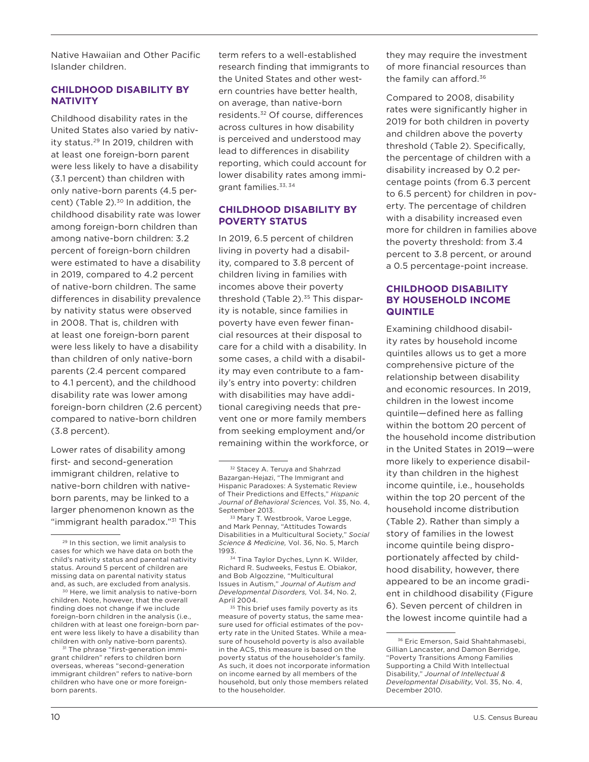Native Hawaiian and Other Pacific Islander children.

## CHILDHOOD DISABILITY BY NATIVITY

Childhood disability rates in the United States also varied by nativity status.[29] In 2019, children with at least one foreign-born parent were less likely to have a disability (3.1 percent) than children with only native-born parents (4.5 percent) (Table 2).[30] In addition, the childhood disability rate was lower among foreign-born children than among native-born children: 3.2 percent of foreign-born children were estimated to have a disability in 2019, compared to 4.2 percent of native-born children. The same differences in disability prevalence by nativity status were observed in 2008. That is, children with at least one foreign-born parent were less likely to have a disability than children of only native-born parents (2.4 percent compared to 4.1 percent), and the childhood disability rate was lower among foreign-born children (2.6 percent) compared to native-born children (3.8 percent).

Lower rates of disability among first- and second-generation immigrant children, relative to native-born children with native-born parents, may be linked to a larger phenomenon known as the "immigrant health paradox."[31] This term refers to a well-established research finding that immigrants to the United States and other western countries have better health, on average, than native-born residents.[32] Of course, differences across cultures in how disability is perceived and understood may lead to differences in disability reporting, which could account for lower disability rates among immigrant families.[33, 34]

## CHILDHOOD DISABILITY BY POVERTY STATUS

In 2019, 6.5 percent of children living in poverty had a disability, compared to 3.8 percent of children living in families with incomes above their poverty threshold (Table 2).[35] This disparity is notable, since families in poverty have even fewer financial resources at their disposal to care for a child with a disability. In some cases, a child with a disability may even contribute to a family's entry into poverty: children with disabilities may have additional caregiving needs that prevent one or more family members from seeking employment and/or remaining within the workforce, or they may require the investment of more financial resources than the family can afford.[36]

Compared to 2008, disability rates were significantly higher in 2019 for both children in poverty and children above the poverty threshold (Table 2). Specifically, the percentage of children with a disability increased by 0.2 percentage points (from 6.3 percent to 6.5 percent) for children in poverty. The percentage of children with a disability increased even more for children in families above the poverty threshold: from 3.4 percent to 3.8 percent, or around a 0.5 percentage-point increase.

## CHILDHOOD DISABILITY BY HOUSEHOLD INCOME QUINTILE

Examining childhood disability rates by household income quintiles allows us to get a more comprehensive picture of the relationship between disability and economic resources. In 2019, children in the lowest income quintile—defined here as falling within the bottom 20 percent of the household income distribution in the United States in 2019—were more likely to experience disability than children in the highest income quintile, i.e., households within the top 20 percent of the household income distribution (Table 2). Rather than simply a story of families in the lowest income quintile being disproportionately affected by childhood disability, however, there appeared to be an income gradient in childhood disability (Figure 6). Seven percent of children in the lowest income quintile had a

---

[29] In this section, we limit analysis to cases for which we have data on both the child's nativity status and parental nativity status. Around 5 percent of children are missing data on parental nativity status and, as such, are excluded from analysis.

[30] Here, we limit analysis to native-born children. Note, however, that the overall finding does not change if we include foreign-born children in the analysis (i.e., children with at least one foreign-born parent were less likely to have a disability than children with only native-born parents).

[31] The phrase "first-generation immigrant children" refers to children born overseas, whereas "second-generation immigrant children" refers to native-born children who have one or more foreign-born parents.

[32] Stacey A. Teruya and Shahrzad Bazargan-Hejazi, "The Immigrant and Hispanic Paradoxes: A Systematic Review of Their Predictions and Effects," *Hispanic Journal of Behavioral Sciences,* Vol. 35, No. 4, September 2013.

[33] Mary T. Westbrook, Varoe Legge, and Mark Pennay, "Attitudes Towards Disabilities in a Multicultural Society," *Social Science & Medicine,* Vol. 36, No. 5, March 1993.

[34] Tina Taylor Dyches, Lynn K. Wilder, Richard R. Sudweeks, Festus E. Obiakor, and Bob Algozzine, "Multicultural Issues in Autism," *Journal of Autism and Developmental Disorders,* Vol. 34, No. 2, April 2004.

[35] This brief uses family poverty as its measure of poverty status, the same measure used for official estimates of the poverty rate in the United States. While a measure of household poverty is also available in the ACS, this measure is based on the poverty status of the householder's family. As such, it does not incorporate information on income earned by all members of the household, but only those members related to the householder.

[36] Eric Emerson, Said Shahtahmasebi, Gillian Lancaster, and Damon Berridge, "Poverty Transitions Among Families Supporting a Child With Intellectual Disability," *Journal of Intellectual & Developmental Disability,* Vol. 35, No. 4, December 2010.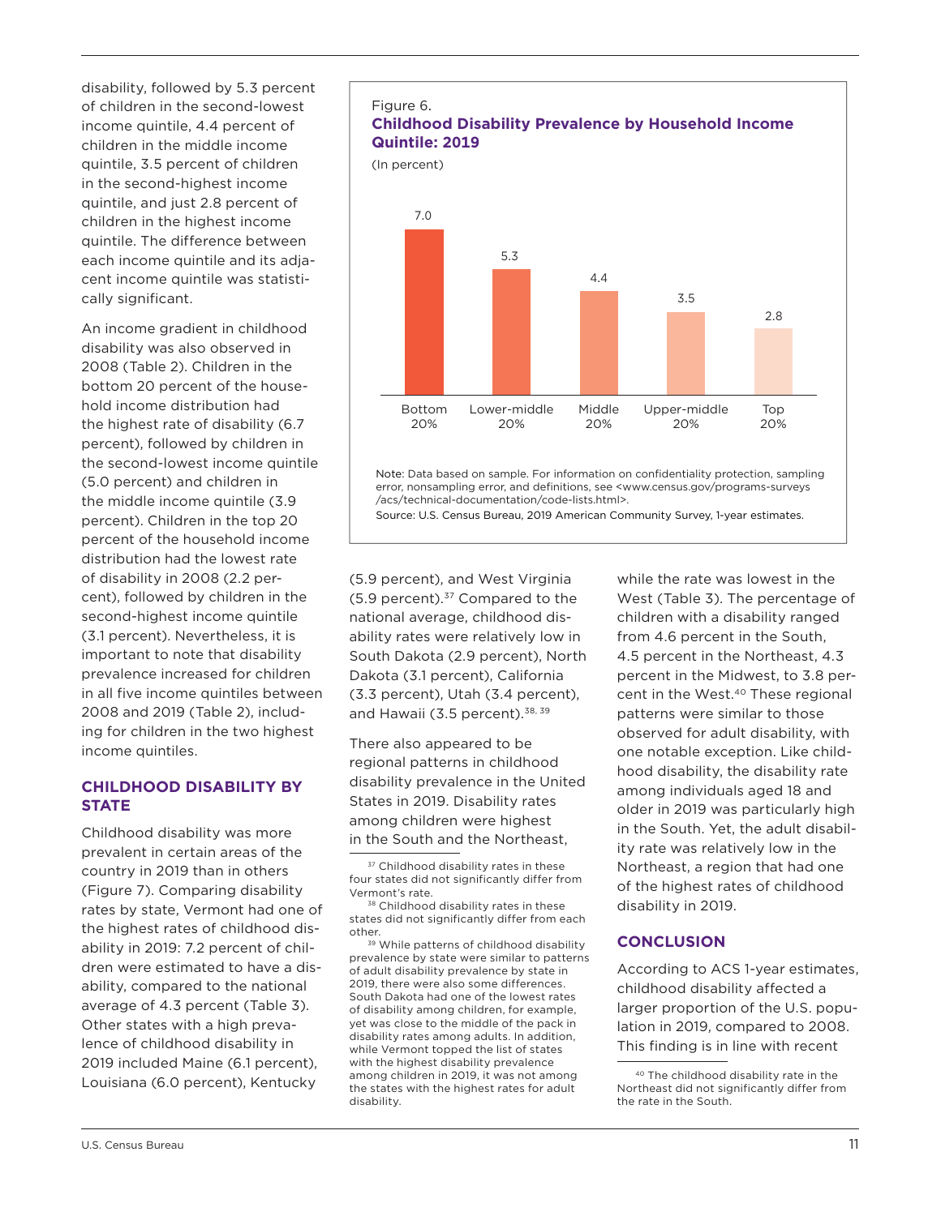disability, followed by 5.3 percent of children in the second-lowest income quintile, 4.4 percent of children in the middle income quintile, 3.5 percent of children in the second-highest income quintile, and just 2.8 percent of children in the highest income quintile. The difference between each income quintile and its adjacent income quintile was statistically significant.

An income gradient in childhood disability was also observed in 2008 (Table 2). Children in the bottom 20 percent of the household income distribution had the highest rate of disability (6.7 percent), followed by children in the second-lowest income quintile (5.0 percent) and children in the middle income quintile (3.9 percent). Children in the top 20 percent of the household income distribution had the lowest rate of disability in 2008 (2.2 percent), followed by children in the second-highest income quintile (3.1 percent). Nevertheless, it is important to note that disability prevalence increased for children in all five income quintiles between 2008 and 2019 (Table 2), including for children in the two highest income quintiles.

Figure 6.
**Childhood Disability Prevalence by Household Income Quintile: 2019**
(In percent)

| Bottom 20% | Lower-middle 20% | Middle 20% | Upper-middle 20% | Top 20% |
|---|---|---|---|---|
| 7.0 | 5.3 | 4.4 | 3.5 | 2.8 |

Note: Data based on sample. For information on confidentiality protection, sampling error, nonsampling error, and definitions, see <www.census.gov/programs-surveys/acs/technical-documentation/code-lists.html>.
Source: U.S. Census Bureau, 2019 American Community Survey, 1-year estimates.

## CHILDHOOD DISABILITY BY STATE

Childhood disability was more prevalent in certain areas of the country in 2019 than in others (Figure 7). Comparing disability rates by state, Vermont had one of the highest rates of childhood disability in 2019: 7.2 percent of children were estimated to have a disability, compared to the national average of 4.3 percent (Table 3). Other states with a high prevalence of childhood disability in 2019 included Maine (6.1 percent), Louisiana (6.0 percent), Kentucky (5.9 percent), and West Virginia (5.9 percent).[37] Compared to the national average, childhood disability rates were relatively low in South Dakota (2.9 percent), North Dakota (3.1 percent), California (3.3 percent), Utah (3.4 percent), and Hawaii (3.5 percent).[38, 39]

There also appeared to be regional patterns in childhood disability prevalence in the United States in 2019. Disability rates among children were highest in the South and the Northeast, while the rate was lowest in the West (Table 3). The percentage of children with a disability ranged from 4.6 percent in the South, 4.5 percent in the Northeast, 4.3 percent in the Midwest, to 3.8 percent in the West.[40] These regional patterns were similar to those observed for adult disability, with one notable exception. Like childhood disability, the disability rate among individuals aged 18 and older in 2019 was particularly high in the South. Yet, the adult disability rate was relatively low in the Northeast, a region that had one of the highest rates of childhood disability in 2019.

## CONCLUSION

According to ACS 1-year estimates, childhood disability affected a larger proportion of the U.S. population in 2019, compared to 2008. This finding is in line with recent

[37] Childhood disability rates in these four states did not significantly differ from Vermont's rate.

[38] Childhood disability rates in these states did not significantly differ from each other.

[39] While patterns of childhood disability prevalence by state were similar to patterns of adult disability prevalence by state in 2019, there were also some differences. South Dakota had one of the lowest rates of disability among children, for example, yet was close to the middle of the pack in disability rates among adults. In addition, while Vermont topped the list of states with the highest disability prevalence among children in 2019, it was not among the states with the highest rates for adult disability.

[40] The childhood disability rate in the Northeast did not significantly differ from the rate in the South.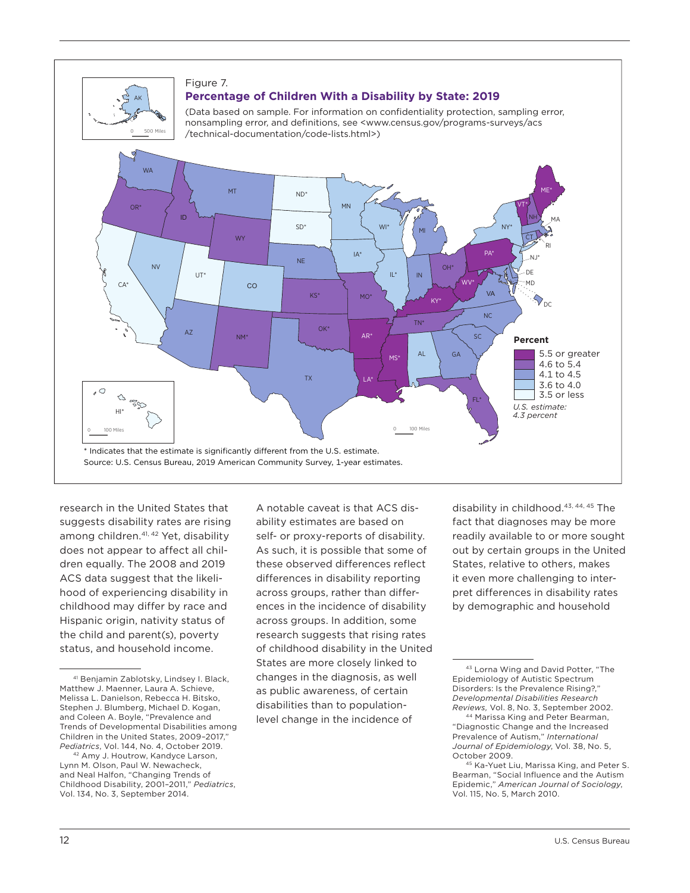Figure 7.

**Percentage of Children With a Disability by State: 2019**

(Data based on sample. For information on confidentiality protection, sampling error, nonsampling error, and definitions, see <www.census.gov/programs-surveys/acs/technical-documentation/code-lists.html>)

**Percent**

- 5.5 or greater
- 4.6 to 5.4
- 4.1 to 4.5
- 3.6 to 4.0
- 3.5 or less

*U.S. estimate: 4.3 percent*

* Indicates that the estimate is significantly different from the U.S. estimate.

Source: U.S. Census Bureau, 2019 American Community Survey, 1-year estimates.

research in the United States that suggests disability rates are rising among children.[41, 42] Yet, disability does not appear to affect all children equally. The 2008 and 2019 ACS data suggest that the likelihood of experiencing disability in childhood may differ by race and Hispanic origin, nativity status of the child and parent(s), poverty status, and household income.

A notable caveat is that ACS disability estimates are based on self- or proxy-reports of disability. As such, it is possible that some of these observed differences reflect differences in disability reporting across groups, rather than differences in the incidence of disability across groups. In addition, some research suggests that rising rates of childhood disability in the United States are more closely linked to changes in the diagnosis, as well as public awareness, of certain disabilities than to population-level change in the incidence of disability in childhood.[43, 44, 45] The fact that diagnoses may be more readily available to or more sought out by certain groups in the United States, relative to others, makes it even more challenging to interpret differences in disability rates by demographic and household

[41] Benjamin Zablotsky, Lindsey I. Black, Matthew J. Maenner, Laura A. Schieve, Melissa L. Danielson, Rebecca H. Bitsko, Stephen J. Blumberg, Michael D. Kogan, and Coleen A. Boyle, "Prevalence and Trends of Developmental Disabilities among Children in the United States, 2009–2017," *Pediatrics*, Vol. 144, No. 4, October 2019.

[42] Amy J. Houtrow, Kandyce Larson, Lynn M. Olson, Paul W. Newacheck, and Neal Halfon, "Changing Trends of Childhood Disability, 2001–2011," *Pediatrics*, Vol. 134, No. 3, September 2014.

[43] Lorna Wing and David Potter, "The Epidemiology of Autistic Spectrum Disorders: Is the Prevalence Rising?," *Developmental Disabilities Research Reviews*, Vol. 8, No. 3, September 2002.

[44] Marissa King and Peter Bearman, "Diagnostic Change and the Increased Prevalence of Autism," *International Journal of Epidemiology*, Vol. 38, No. 5, October 2009.

[45] Ka-Yuet Liu, Marissa King, and Peter S. Bearman, "Social Influence and the Autism Epidemic," *American Journal of Sociology*, Vol. 115, No. 5, March 2010.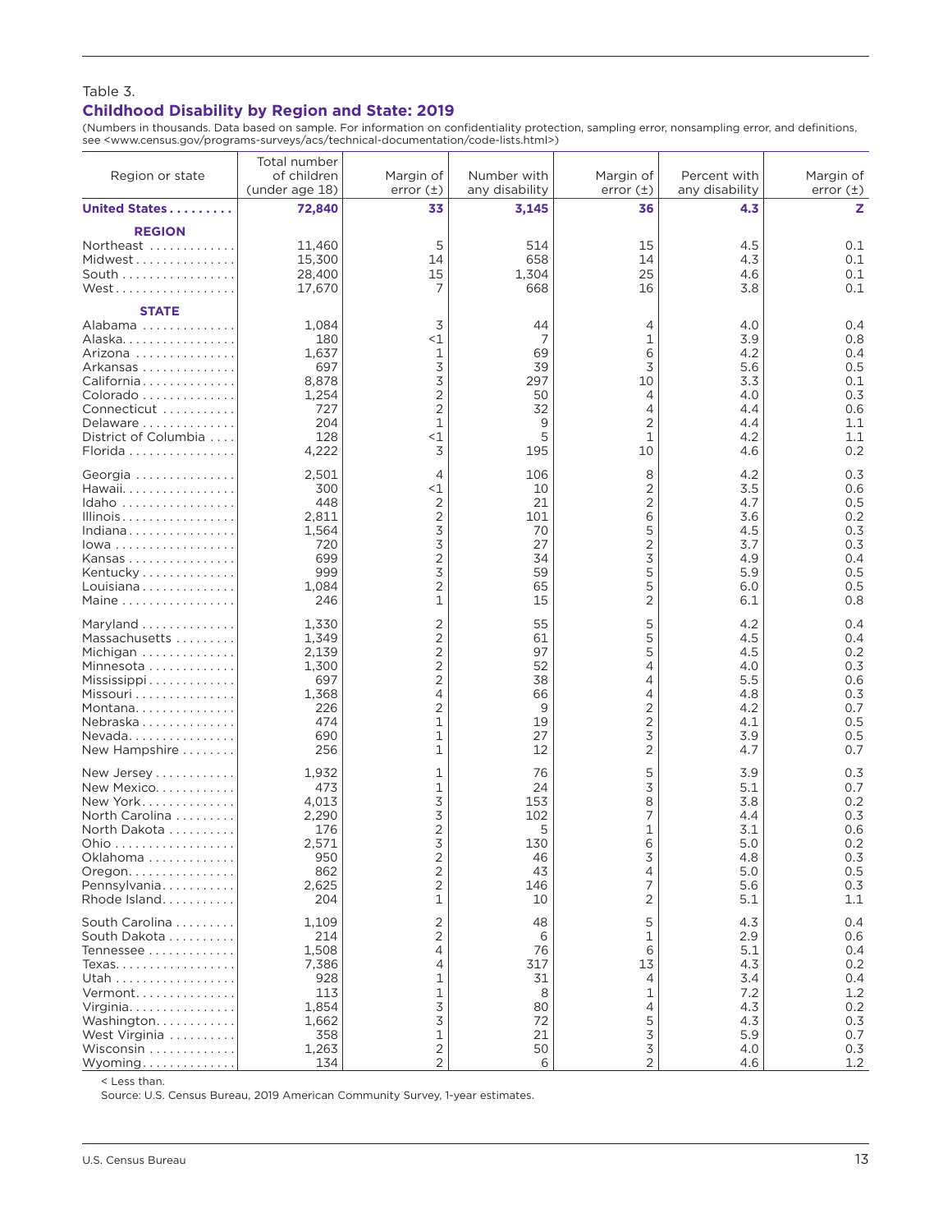Table 3.

## Childhood Disability by Region and State: 2019

(Numbers in thousands. Data based on sample. For information on confidentiality protection, sampling error, nonsampling error, and definitions, see <www.census.gov/programs-surveys/acs/technical-documentation/code-lists.html>)

| Region or state | Total number of children (under age 18) | Margin of error (±) | Number with any disability | Margin of error (±) | Percent with any disability | Margin of error (±) |
|---|---|---|---|---|---|---|
| **United States** | **72,840** | **33** | **3,145** | **36** | **4.3** | **Z** |
| **REGION** | | | | | | |
| Northeast | 11,460 | 5 | 514 | 15 | 4.5 | 0.1 |
| Midwest | 15,300 | 14 | 658 | 14 | 4.3 | 0.1 |
| South | 28,400 | 15 | 1,304 | 25 | 4.6 | 0.1 |
| West | 17,670 | 7 | 668 | 16 | 3.8 | 0.1 |
| **STATE** | | | | | | |
| Alabama | 1,084 | 3 | 44 | 4 | 4.0 | 0.4 |
| Alaska | 180 | <1 | 7 | 1 | 3.9 | 0.8 |
| Arizona | 1,637 | 1 | 69 | 6 | 4.2 | 0.4 |
| Arkansas | 697 | 3 | 39 | 3 | 5.6 | 0.5 |
| California | 8,878 | 3 | 297 | 10 | 3.3 | 0.1 |
| Colorado | 1,254 | 2 | 50 | 4 | 4.0 | 0.3 |
| Connecticut | 727 | 2 | 32 | 4 | 4.4 | 0.6 |
| Delaware | 204 | 1 | 9 | 2 | 4.4 | 1.1 |
| District of Columbia | 128 | <1 | 5 | 1 | 4.2 | 1.1 |
| Florida | 4,222 | 3 | 195 | 10 | 4.6 | 0.2 |
| Georgia | 2,501 | 4 | 106 | 8 | 4.2 | 0.3 |
| Hawaii | 300 | <1 | 10 | 2 | 3.5 | 0.6 |
| Idaho | 448 | 2 | 21 | 2 | 4.7 | 0.5 |
| Illinois | 2,811 | 2 | 101 | 6 | 3.6 | 0.2 |
| Indiana | 1,564 | 3 | 70 | 5 | 4.5 | 0.3 |
| Iowa | 720 | 3 | 27 | 2 | 3.7 | 0.3 |
| Kansas | 699 | 2 | 34 | 3 | 4.9 | 0.4 |
| Kentucky | 999 | 3 | 59 | 5 | 5.9 | 0.5 |
| Louisiana | 1,084 | 2 | 65 | 5 | 6.0 | 0.5 |
| Maine | 246 | 1 | 15 | 2 | 6.1 | 0.8 |
| Maryland | 1,330 | 2 | 55 | 5 | 4.2 | 0.4 |
| Massachusetts | 1,349 | 2 | 61 | 5 | 4.5 | 0.4 |
| Michigan | 2,139 | 2 | 97 | 5 | 4.5 | 0.2 |
| Minnesota | 1,300 | 2 | 52 | 4 | 4.0 | 0.3 |
| Mississippi | 697 | 2 | 38 | 4 | 5.5 | 0.6 |
| Missouri | 1,368 | 4 | 66 | 4 | 4.8 | 0.3 |
| Montana | 226 | 2 | 9 | 2 | 4.2 | 0.7 |
| Nebraska | 474 | 1 | 19 | 2 | 4.1 | 0.5 |
| Nevada | 690 | 1 | 27 | 3 | 3.9 | 0.5 |
| New Hampshire | 256 | 1 | 12 | 2 | 4.7 | 0.7 |
| New Jersey | 1,932 | 1 | 76 | 5 | 3.9 | 0.3 |
| New Mexico | 473 | 1 | 24 | 3 | 5.1 | 0.7 |
| New York | 4,013 | 3 | 153 | 8 | 3.8 | 0.2 |
| North Carolina | 2,290 | 3 | 102 | 7 | 4.4 | 0.3 |
| North Dakota | 176 | 2 | 5 | 1 | 3.1 | 0.6 |
| Ohio | 2,571 | 3 | 130 | 6 | 5.0 | 0.2 |
| Oklahoma | 950 | 2 | 46 | 3 | 4.8 | 0.3 |
| Oregon | 862 | 2 | 43 | 4 | 5.0 | 0.5 |
| Pennsylvania | 2,625 | 2 | 146 | 7 | 5.6 | 0.3 |
| Rhode Island | 204 | 1 | 10 | 2 | 5.1 | 1.1 |
| South Carolina | 1,109 | 2 | 48 | 5 | 4.3 | 0.4 |
| South Dakota | 214 | 2 | 6 | 1 | 2.9 | 0.6 |
| Tennessee | 1,508 | 4 | 76 | 6 | 5.1 | 0.4 |
| Texas | 7,386 | 4 | 317 | 13 | 4.3 | 0.2 |
| Utah | 928 | 1 | 31 | 4 | 3.4 | 0.4 |
| Vermont | 113 | 1 | 8 | 1 | 7.2 | 1.2 |
| Virginia | 1,854 | 3 | 80 | 4 | 4.3 | 0.2 |
| Washington | 1,662 | 3 | 72 | 5 | 4.3 | 0.3 |
| West Virginia | 358 | 1 | 21 | 3 | 5.9 | 0.7 |
| Wisconsin | 1,263 | 2 | 50 | 3 | 4.0 | 0.3 |
| Wyoming | 134 | 2 | 6 | 2 | 4.6 | 1.2 |

< Less than.

Source: U.S. Census Bureau, 2019 American Community Survey, 1-year estimates.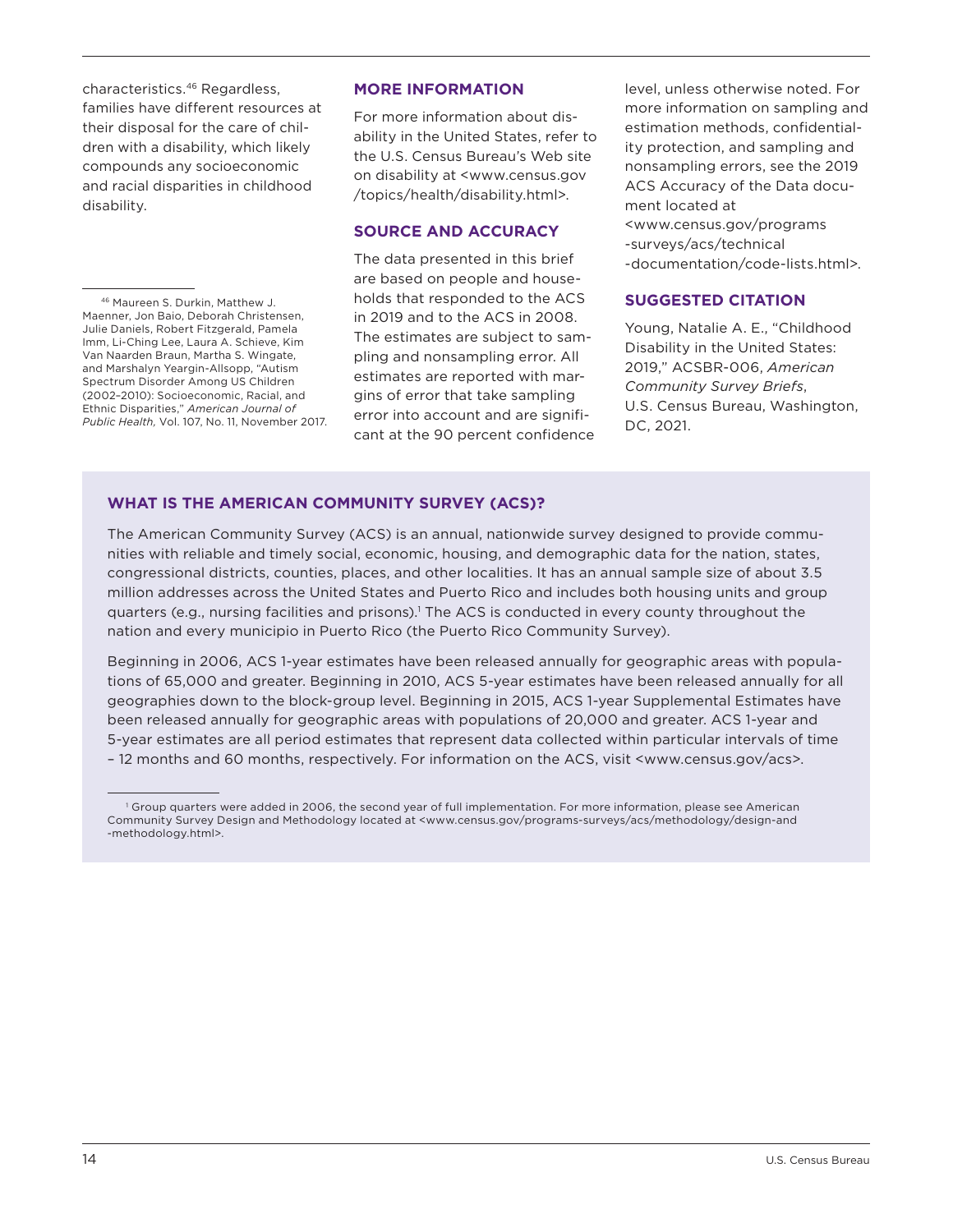characteristics.[46] Regardless, families have different resources at their disposal for the care of children with a disability, which likely compounds any socioeconomic and racial disparities in childhood disability.

[46] Maureen S. Durkin, Matthew J. Maenner, Jon Baio, Deborah Christensen, Julie Daniels, Robert Fitzgerald, Pamela Imm, Li-Ching Lee, Laura A. Schieve, Kim Van Naarden Braun, Martha S. Wingate, and Marshalyn Yeargin-Allsopp, "Autism Spectrum Disorder Among US Children (2002–2010): Socioeconomic, Racial, and Ethnic Disparities," *American Journal of Public Health,* Vol. 107, No. 11, November 2017.

## MORE INFORMATION

For more information about disability in the United States, refer to the U.S. Census Bureau's Web site on disability at <www.census.gov/topics/health/disability.html>.

## SOURCE AND ACCURACY

The data presented in this brief are based on people and households that responded to the ACS in 2019 and to the ACS in 2008. The estimates are subject to sampling and nonsampling error. All estimates are reported with margins of error that take sampling error into account and are significant at the 90 percent confidence level, unless otherwise noted. For more information on sampling and estimation methods, confidentiality protection, and sampling and nonsampling errors, see the 2019 ACS Accuracy of the Data document located at <www.census.gov/programs-surveys/acs/technical-documentation/code-lists.html>.

## SUGGESTED CITATION

Young, Natalie A. E., "Childhood Disability in the United States: 2019," ACSBR-006, *American Community Survey Briefs*, U.S. Census Bureau, Washington, DC, 2021.

## WHAT IS THE AMERICAN COMMUNITY SURVEY (ACS)?

The American Community Survey (ACS) is an annual, nationwide survey designed to provide communities with reliable and timely social, economic, housing, and demographic data for the nation, states, congressional districts, counties, places, and other localities. It has an annual sample size of about 3.5 million addresses across the United States and Puerto Rico and includes both housing units and group quarters (e.g., nursing facilities and prisons).[1] The ACS is conducted in every county throughout the nation and every municipio in Puerto Rico (the Puerto Rico Community Survey).

Beginning in 2006, ACS 1-year estimates have been released annually for geographic areas with populations of 65,000 and greater. Beginning in 2010, ACS 5-year estimates have been released annually for all geographies down to the block-group level. Beginning in 2015, ACS 1-year Supplemental Estimates have been released annually for geographic areas with populations of 20,000 and greater. ACS 1-year and 5-year estimates are all period estimates that represent data collected within particular intervals of time – 12 months and 60 months, respectively. For information on the ACS, visit <www.census.gov/acs>.

[1] Group quarters were added in 2006, the second year of full implementation. For more information, please see American Community Survey Design and Methodology located at <www.census.gov/programs-surveys/acs/methodology/design-and-methodology.html>.